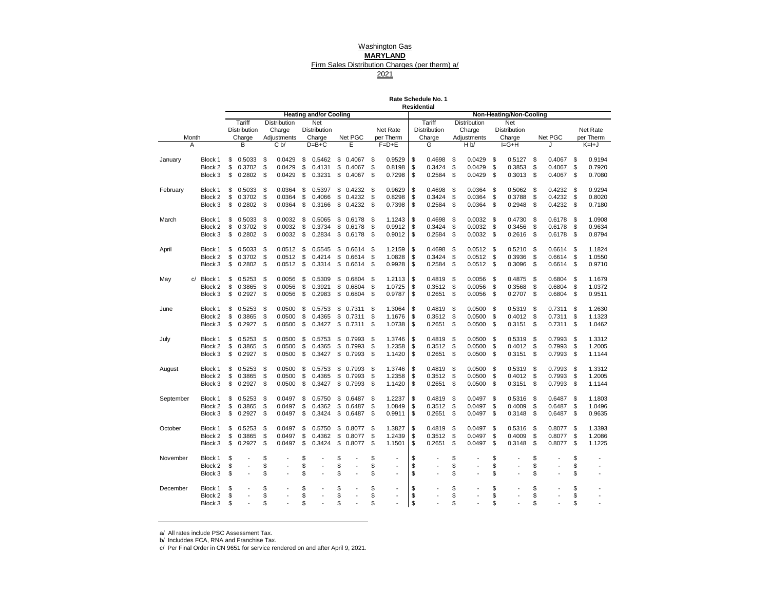Washington Gas

**MARYLAND**

Firm Sales Distribution Charges (per therm) a/

2021

**Rate Schedule No. 1**

**Residential**

| | | Heating and/or Cooling | | | | | Non-Heating/Non-Cooling | | | | |
|---|---|---|---|---|---|---|---|---|---|---|---|
| Month | | Tariff Distribution Charge | Distribution Charge Adjustments | Net Distribution Charge | Net PGC | Net Rate per Therm | Tariff Distribution Charge | Distribution Charge Adjustments | Net Distribution Charge | Net PGC | Net Rate per Therm |
| A | | B | C b/ | D=B+C | E | F=D+E | G | H b/ | I=G+H | J | K=I+J |
| January | Block 1 | $ 0.5033 | $ 0.0429 | $ 0.5462 | $ 0.4067 | $ 0.9529 | $ 0.4698 | $ 0.0429 | $ 0.5127 | $ 0.4067 | $ 0.9194 |
| | Block 2 | $ 0.3702 | $ 0.0429 | $ 0.4131 | $ 0.4067 | $ 0.8198 | $ 0.3424 | $ 0.0429 | $ 0.3853 | $ 0.4067 | $ 0.7920 |
| | Block 3 | $ 0.2802 | $ 0.0429 | $ 0.3231 | $ 0.4067 | $ 0.7298 | $ 0.2584 | $ 0.0429 | $ 0.3013 | $ 0.4067 | $ 0.7080 |
| February | Block 1 | $ 0.5033 | $ 0.0364 | $ 0.5397 | $ 0.4232 | $ 0.9629 | $ 0.4698 | $ 0.0364 | $ 0.5062 | $ 0.4232 | $ 0.9294 |
| | Block 2 | $ 0.3702 | $ 0.0364 | $ 0.4066 | $ 0.4232 | $ 0.8298 | $ 0.3424 | $ 0.0364 | $ 0.3788 | $ 0.4232 | $ 0.8020 |
| | Block 3 | $ 0.2802 | $ 0.0364 | $ 0.3166 | $ 0.4232 | $ 0.7398 | $ 0.2584 | $ 0.0364 | $ 0.2948 | $ 0.4232 | $ 0.7180 |
| March | Block 1 | $ 0.5033 | $ 0.0032 | $ 0.5065 | $ 0.6178 | $ 1.1243 | $ 0.4698 | $ 0.0032 | $ 0.4730 | $ 0.6178 | $ 1.0908 |
| | Block 2 | $ 0.3702 | $ 0.0032 | $ 0.3734 | $ 0.6178 | $ 0.9912 | $ 0.3424 | $ 0.0032 | $ 0.3456 | $ 0.6178 | $ 0.9634 |
| | Block 3 | $ 0.2802 | $ 0.0032 | $ 0.2834 | $ 0.6178 | $ 0.9012 | $ 0.2584 | $ 0.0032 | $ 0.2616 | $ 0.6178 | $ 0.8794 |
| April | Block 1 | $ 0.5033 | $ 0.0512 | $ 0.5545 | $ 0.6614 | $ 1.2159 | $ 0.4698 | $ 0.0512 | $ 0.5210 | $ 0.6614 | $ 1.1824 |
| | Block 2 | $ 0.3702 | $ 0.0512 | $ 0.4214 | $ 0.6614 | $ 1.0828 | $ 0.3424 | $ 0.0512 | $ 0.3936 | $ 0.6614 | $ 1.0550 |
| | Block 3 | $ 0.2802 | $ 0.0512 | $ 0.3314 | $ 0.6614 | $ 0.9928 | $ 0.2584 | $ 0.0512 | $ 0.3096 | $ 0.6614 | $ 0.9710 |
| May c/ | Block 1 | $ 0.5253 | $ 0.0056 | $ 0.5309 | $ 0.6804 | $ 1.2113 | $ 0.4819 | $ 0.0056 | $ 0.4875 | $ 0.6804 | $ 1.1679 |
| | Block 2 | $ 0.3865 | $ 0.0056 | $ 0.3921 | $ 0.6804 | $ 1.0725 | $ 0.3512 | $ 0.0056 | $ 0.3568 | $ 0.6804 | $ 1.0372 |
| | Block 3 | $ 0.2927 | $ 0.0056 | $ 0.2983 | $ 0.6804 | $ 0.9787 | $ 0.2651 | $ 0.0056 | $ 0.2707 | $ 0.6804 | $ 0.9511 |
| June | Block 1 | $ 0.5253 | $ 0.0500 | $ 0.5753 | $ 0.7311 | $ 1.3064 | $ 0.4819 | $ 0.0500 | $ 0.5319 | $ 0.7311 | $ 1.2630 |
| | Block 2 | $ 0.3865 | $ 0.0500 | $ 0.4365 | $ 0.7311 | $ 1.1676 | $ 0.3512 | $ 0.0500 | $ 0.4012 | $ 0.7311 | $ 1.1323 |
| | Block 3 | $ 0.2927 | $ 0.0500 | $ 0.3427 | $ 0.7311 | $ 1.0738 | $ 0.2651 | $ 0.0500 | $ 0.3151 | $ 0.7311 | $ 1.0462 |
| July | Block 1 | $ 0.5253 | $ 0.0500 | $ 0.5753 | $ 0.7993 | $ 1.3746 | $ 0.4819 | $ 0.0500 | $ 0.5319 | $ 0.7993 | $ 1.3312 |
| | Block 2 | $ 0.3865 | $ 0.0500 | $ 0.4365 | $ 0.7993 | $ 1.2358 | $ 0.3512 | $ 0.0500 | $ 0.4012 | $ 0.7993 | $ 1.2005 |
| | Block 3 | $ 0.2927 | $ 0.0500 | $ 0.3427 | $ 0.7993 | $ 1.1420 | $ 0.2651 | $ 0.0500 | $ 0.3151 | $ 0.7993 | $ 1.1144 |
| August | Block 1 | $ 0.5253 | $ 0.0500 | $ 0.5753 | $ 0.7993 | $ 1.3746 | $ 0.4819 | $ 0.0500 | $ 0.5319 | $ 0.7993 | $ 1.3312 |
| | Block 2 | $ 0.3865 | $ 0.0500 | $ 0.4365 | $ 0.7993 | $ 1.2358 | $ 0.3512 | $ 0.0500 | $ 0.4012 | $ 0.7993 | $ 1.2005 |
| | Block 3 | $ 0.2927 | $ 0.0500 | $ 0.3427 | $ 0.7993 | $ 1.1420 | $ 0.2651 | $ 0.0500 | $ 0.3151 | $ 0.7993 | $ 1.1144 |
| September | Block 1 | $ 0.5253 | $ 0.0497 | $ 0.5750 | $ 0.6487 | $ 1.2237 | $ 0.4819 | $ 0.0497 | $ 0.5316 | $ 0.6487 | $ 1.1803 |
| | Block 2 | $ 0.3865 | $ 0.0497 | $ 0.4362 | $ 0.6487 | $ 1.0849 | $ 0.3512 | $ 0.0497 | $ 0.4009 | $ 0.6487 | $ 1.0496 |
| | Block 3 | $ 0.2927 | $ 0.0497 | $ 0.3424 | $ 0.6487 | $ 0.9911 | $ 0.2651 | $ 0.0497 | $ 0.3148 | $ 0.6487 | $ 0.9635 |
| October | Block 1 | $ 0.5253 | $ 0.0497 | $ 0.5750 | $ 0.8077 | $ 1.3827 | $ 0.4819 | $ 0.0497 | $ 0.5316 | $ 0.8077 | $ 1.3393 |
| | Block 2 | $ 0.3865 | $ 0.0497 | $ 0.4362 | $ 0.8077 | $ 1.2439 | $ 0.3512 | $ 0.0497 | $ 0.4009 | $ 0.8077 | $ 1.2086 |
| | Block 3 | $ 0.2927 | $ 0.0497 | $ 0.3424 | $ 0.8077 | $ 1.1501 | $ 0.2651 | $ 0.0497 | $ 0.3148 | $ 0.8077 | $ 1.1225 |
| November | Block 1 | $ - | $ - | $ - | $ - | $ - | $ - | $ - | $ - | $ - | $ - |
| | Block 2 | $ - | $ - | $ - | $ - | $ - | $ - | $ - | $ - | $ - | $ - |
| | Block 3 | $ - | $ - | $ - | $ - | $ - | $ - | $ - | $ - | $ - | $ - |
| December | Block 1 | $ - | $ - | $ - | $ - | $ - | $ - | $ - | $ - | $ - | $ - |
| | Block 2 | $ - | $ - | $ - | $ - | $ - | $ - | $ - | $ - | $ - | $ - |
| | Block 3 | $ - | $ - | $ - | $ - | $ - | $ - | $ - | $ - | $ - | $ - |

a/ All rates include PSC Assessment Tax.

b/ Includdes FCA, RNA and Franchise Tax.

c/ Per Final Order in CN 9651 for service rendered on and after April 9, 2021.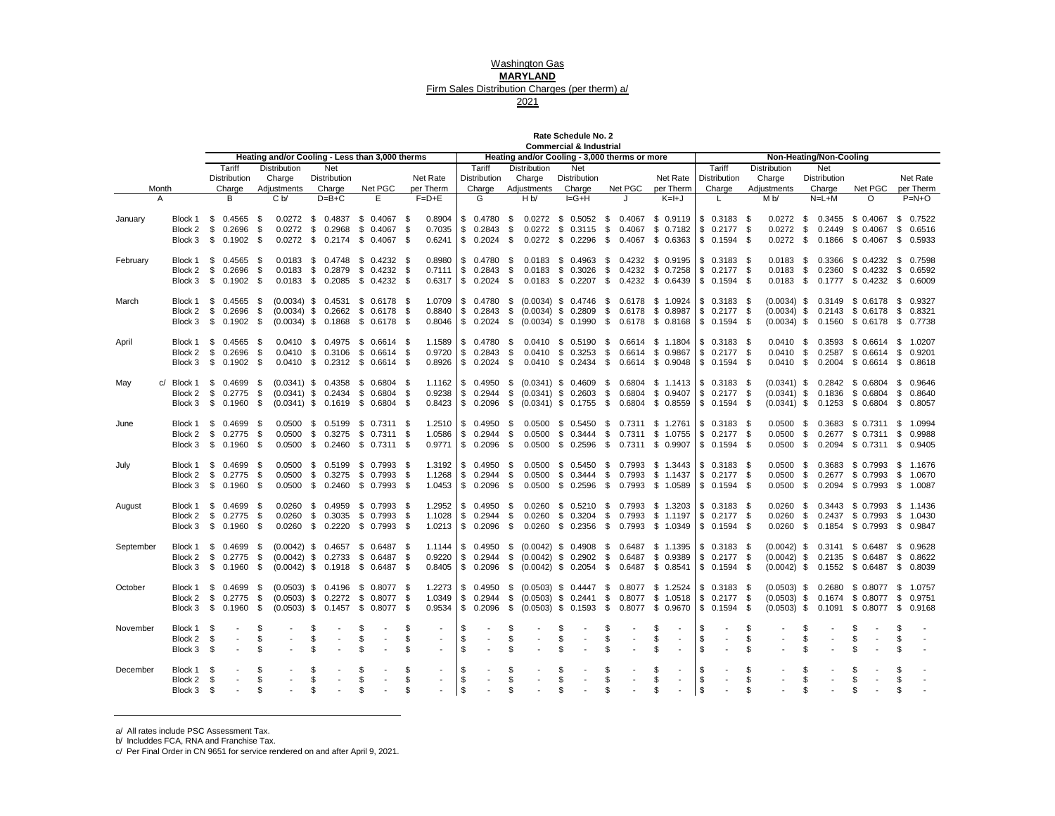Washington Gas
**MARYLAND**
Firm Sales Distribution Charges (per therm) a/
2021

**Rate Schedule No. 2**
**Commercial & Industrial**

| Month | | Heating and/or Cooling - Less than 3,000 therms | | | | | Heating and/or Cooling - 3,000 therms or more | | | | | Non-Heating/Non-Cooling | | | | |
|---|---|---|---|---|---|---|---|---|---|---|---|---|---|---|---|---|
| | | Tariff Distribution Charge | Distribution Charge Adjustments | Net Distribution Charge | Net PGC | Net Rate per Therm | Tariff Distribution Charge | Distribution Charge Adjustments | Net Distribution Charge | Net PGC | Net Rate per Therm | Tariff Distribution Charge | Distribution Charge Adjustments | Net Distribution Charge | Net PGC | Net Rate per Therm |
| A | | B | C b/ | D=B+C | E | F=D+E | G | H b/ | I=G+H | J | K=I+J | L | M b/ | N=L+M | O | P=N+O |
| January | Block 1 | $ 0.4565 | $ 0.0272 | $ 0.4837 | $ 0.4067 | $ 0.8904 | $ 0.4780 | $ 0.0272 | $ 0.5052 | $ 0.4067 | $ 0.9119 | $ 0.3183 | $ 0.0272 | $ 0.3455 | $ 0.4067 | $ 0.7522 |
| | Block 2 | $ 0.2696 | $ 0.0272 | $ 0.2968 | $ 0.4067 | $ 0.7035 | $ 0.2843 | $ 0.0272 | $ 0.3115 | $ 0.4067 | $ 0.7182 | $ 0.2177 | $ 0.0272 | $ 0.2449 | $ 0.4067 | $ 0.6516 |
| | Block 3 | $ 0.1902 | $ 0.0272 | $ 0.2174 | $ 0.4067 | $ 0.6241 | $ 0.2024 | $ 0.0272 | $ 0.2296 | $ 0.4067 | $ 0.6363 | $ 0.1594 | $ 0.0272 | $ 0.1866 | $ 0.4067 | $ 0.5933 |
| February | Block 1 | $ 0.4565 | $ 0.0183 | $ 0.4748 | $ 0.4232 | $ 0.8980 | $ 0.4780 | $ 0.0183 | $ 0.4963 | $ 0.4232 | $ 0.9195 | $ 0.3183 | $ 0.0183 | $ 0.3366 | $ 0.4232 | $ 0.7598 |
| | Block 2 | $ 0.2696 | $ 0.0183 | $ 0.2879 | $ 0.4232 | $ 0.7111 | $ 0.2843 | $ 0.0183 | $ 0.3026 | $ 0.4232 | $ 0.7258 | $ 0.2177 | $ 0.0183 | $ 0.2360 | $ 0.4232 | $ 0.6592 |
| | Block 3 | $ 0.1902 | $ 0.0183 | $ 0.2085 | $ 0.4232 | $ 0.6317 | $ 0.2024 | $ 0.0183 | $ 0.2207 | $ 0.4232 | $ 0.6439 | $ 0.1594 | $ 0.0183 | $ 0.1777 | $ 0.4232 | $ 0.6009 |
| March | Block 1 | $ 0.4565 | $ (0.0034) | $ 0.4531 | $ 0.6178 | $ 1.0709 | $ 0.4780 | $ (0.0034) | $ 0.4746 | $ 0.6178 | $ 1.0924 | $ 0.3183 | $ (0.0034) | $ 0.3149 | $ 0.6178 | $ 0.9327 |
| | Block 2 | $ 0.2696 | $ (0.0034) | $ 0.2662 | $ 0.6178 | $ 0.8840 | $ 0.2843 | $ (0.0034) | $ 0.2809 | $ 0.6178 | $ 0.8987 | $ 0.2177 | $ (0.0034) | $ 0.2143 | $ 0.6178 | $ 0.8321 |
| | Block 3 | $ 0.1902 | $ (0.0034) | $ 0.1868 | $ 0.6178 | $ 0.8046 | $ 0.2024 | $ (0.0034) | $ 0.1990 | $ 0.6178 | $ 0.8168 | $ 0.1594 | $ (0.0034) | $ 0.1560 | $ 0.6178 | $ 0.7738 |
| April | Block 1 | $ 0.4565 | $ 0.0410 | $ 0.4975 | $ 0.6614 | $ 1.1589 | $ 0.4780 | $ 0.0410 | $ 0.5190 | $ 0.6614 | $ 1.1804 | $ 0.3183 | $ 0.0410 | $ 0.3593 | $ 0.6614 | $ 1.0207 |
| | Block 2 | $ 0.2696 | $ 0.0410 | $ 0.3106 | $ 0.6614 | $ 0.9720 | $ 0.2843 | $ 0.0410 | $ 0.3253 | $ 0.6614 | $ 0.9867 | $ 0.2177 | $ 0.0410 | $ 0.2587 | $ 0.6614 | $ 0.9201 |
| | Block 3 | $ 0.1902 | $ 0.0410 | $ 0.2312 | $ 0.6614 | $ 0.8926 | $ 0.2024 | $ 0.0410 | $ 0.2434 | $ 0.6614 | $ 0.9048 | $ 0.1594 | $ 0.0410 | $ 0.2004 | $ 0.6614 | $ 0.8618 |
| May c/ | Block 1 | $ 0.4699 | $ (0.0341) | $ 0.4358 | $ 0.6804 | $ 1.1162 | $ 0.4950 | $ (0.0341) | $ 0.4609 | $ 0.6804 | $ 1.1413 | $ 0.3183 | $ (0.0341) | $ 0.2842 | $ 0.6804 | $ 0.9646 |
| | Block 2 | $ 0.2775 | $ (0.0341) | $ 0.2434 | $ 0.6804 | $ 0.9238 | $ 0.2944 | $ (0.0341) | $ 0.2603 | $ 0.6804 | $ 0.9407 | $ 0.2177 | $ (0.0341) | $ 0.1836 | $ 0.6804 | $ 0.8640 |
| | Block 3 | $ 0.1960 | $ (0.0341) | $ 0.1619 | $ 0.6804 | $ 0.8423 | $ 0.2096 | $ (0.0341) | $ 0.1755 | $ 0.6804 | $ 0.8559 | $ 0.1594 | $ (0.0341) | $ 0.1253 | $ 0.6804 | $ 0.8057 |
| June | Block 1 | $ 0.4699 | $ 0.0500 | $ 0.5199 | $ 0.7311 | $ 1.2510 | $ 0.4950 | $ 0.0500 | $ 0.5450 | $ 0.7311 | $ 1.2761 | $ 0.3183 | $ 0.0500 | $ 0.3683 | $ 0.7311 | $ 1.0994 |
| | Block 2 | $ 0.2775 | $ 0.0500 | $ 0.3275 | $ 0.7311 | $ 1.0586 | $ 0.2944 | $ 0.0500 | $ 0.3444 | $ 0.7311 | $ 1.0755 | $ 0.2177 | $ 0.0500 | $ 0.2677 | $ 0.7311 | $ 0.9988 |
| | Block 3 | $ 0.1960 | $ 0.0500 | $ 0.2460 | $ 0.7311 | $ 0.9771 | $ 0.2096 | $ 0.0500 | $ 0.2596 | $ 0.7311 | $ 0.9907 | $ 0.1594 | $ 0.0500 | $ 0.2094 | $ 0.7311 | $ 0.9405 |
| July | Block 1 | $ 0.4699 | $ 0.0500 | $ 0.5199 | $ 0.7993 | $ 1.3192 | $ 0.4950 | $ 0.0500 | $ 0.5450 | $ 0.7993 | $ 1.3443 | $ 0.3183 | $ 0.0500 | $ 0.3683 | $ 0.7993 | $ 1.1676 |
| | Block 2 | $ 0.2775 | $ 0.0500 | $ 0.3275 | $ 0.7993 | $ 1.1268 | $ 0.2944 | $ 0.0500 | $ 0.3444 | $ 0.7993 | $ 1.1437 | $ 0.2177 | $ 0.0500 | $ 0.2677 | $ 0.7993 | $ 1.0670 |
| | Block 3 | $ 0.1960 | $ 0.0500 | $ 0.2460 | $ 0.7993 | $ 1.0453 | $ 0.2096 | $ 0.0500 | $ 0.2596 | $ 0.7993 | $ 1.0589 | $ 0.1594 | $ 0.0500 | $ 0.2094 | $ 0.7993 | $ 1.0087 |
| August | Block 1 | $ 0.4699 | $ 0.0260 | $ 0.4959 | $ 0.7993 | $ 1.2952 | $ 0.4950 | $ 0.0260 | $ 0.5210 | $ 0.7993 | $ 1.3203 | $ 0.3183 | $ 0.0260 | $ 0.3443 | $ 0.7993 | $ 1.1436 |
| | Block 2 | $ 0.2775 | $ 0.0260 | $ 0.3035 | $ 0.7993 | $ 1.1028 | $ 0.2944 | $ 0.0260 | $ 0.3204 | $ 0.7993 | $ 1.1197 | $ 0.2177 | $ 0.0260 | $ 0.2437 | $ 0.7993 | $ 1.0430 |
| | Block 3 | $ 0.1960 | $ 0.0260 | $ 0.2220 | $ 0.7993 | $ 1.0213 | $ 0.2096 | $ 0.0260 | $ 0.2356 | $ 0.7993 | $ 1.0349 | $ 0.1594 | $ 0.0260 | $ 0.1854 | $ 0.7993 | $ 0.9847 |
| September | Block 1 | $ 0.4699 | $ (0.0042) | $ 0.4657 | $ 0.6487 | $ 1.1144 | $ 0.4950 | $ (0.0042) | $ 0.4908 | $ 0.6487 | $ 1.1395 | $ 0.3183 | $ (0.0042) | $ 0.3141 | $ 0.6487 | $ 0.9628 |
| | Block 2 | $ 0.2775 | $ (0.0042) | $ 0.2733 | $ 0.6487 | $ 0.9220 | $ 0.2944 | $ (0.0042) | $ 0.2902 | $ 0.6487 | $ 0.9389 | $ 0.2177 | $ (0.0042) | $ 0.2135 | $ 0.6487 | $ 0.8622 |
| | Block 3 | $ 0.1960 | $ (0.0042) | $ 0.1918 | $ 0.6487 | $ 0.8405 | $ 0.2096 | $ (0.0042) | $ 0.2054 | $ 0.6487 | $ 0.8541 | $ 0.1594 | $ (0.0042) | $ 0.1552 | $ 0.6487 | $ 0.8039 |
| October | Block 1 | $ 0.4699 | $ (0.0503) | $ 0.4196 | $ 0.8077 | $ 1.2273 | $ 0.4950 | $ (0.0503) | $ 0.4447 | $ 0.8077 | $ 1.2524 | $ 0.3183 | $ (0.0503) | $ 0.2680 | $ 0.8077 | $ 1.0757 |
| | Block 2 | $ 0.2775 | $ (0.0503) | $ 0.2272 | $ 0.8077 | $ 1.0349 | $ 0.2944 | $ (0.0503) | $ 0.2441 | $ 0.8077 | $ 1.0518 | $ 0.2177 | $ (0.0503) | $ 0.1674 | $ 0.8077 | $ 0.9751 |
| | Block 3 | $ 0.1960 | $ (0.0503) | $ 0.1457 | $ 0.8077 | $ 0.9534 | $ 0.2096 | $ (0.0503) | $ 0.1593 | $ 0.8077 | $ 0.9670 | $ 0.1594 | $ (0.0503) | $ 0.1091 | $ 0.8077 | $ 0.9168 |
| November | Block 1 | $ - | $ - | $ - | $ - | $ - | $ - | $ - | $ - | $ - | $ - | $ - | $ - | $ - | $ - | $ - |
| | Block 2 | $ - | $ - | $ - | $ - | $ - | $ - | $ - | $ - | $ - | $ - | $ - | $ - | $ - | $ - | $ - |
| | Block 3 | $ - | $ - | $ - | $ - | $ - | $ - | $ - | $ - | $ - | $ - | $ - | $ - | $ - | $ - | $ - |
| December | Block 1 | $ - | $ - | $ - | $ - | $ - | $ - | $ - | $ - | $ - | $ - | $ - | $ - | $ - | $ - | $ - |
| | Block 2 | $ - | $ - | $ - | $ - | $ - | $ - | $ - | $ - | $ - | $ - | $ - | $ - | $ - | $ - | $ - |
| | Block 3 | $ - | $ - | $ - | $ - | $ - | $ - | $ - | $ - | $ - | $ - | $ - | $ - | $ - | $ - | $ - |

a/ All rates include PSC Assessment Tax.
b/ Includdes FCA, RNA and Franchise Tax.
c/ Per Final Order in CN 9651 for service rendered on and after April 9, 2021.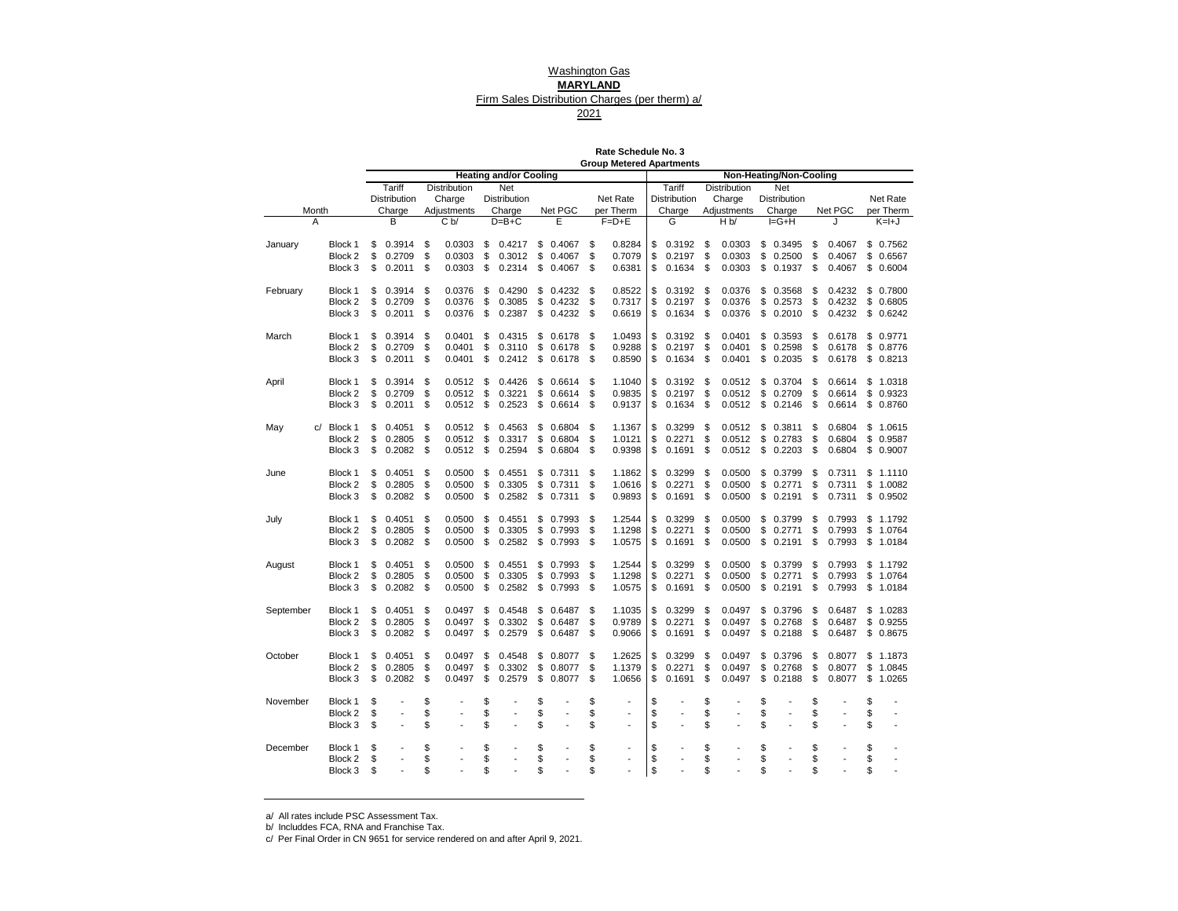Washington Gas

**MARYLAND**

Firm Sales Distribution Charges (per therm) a/

2021

**Rate Schedule No. 3**
**Group Metered Apartments**

| Month | | Heating and/or Cooling | | | | | Non-Heating/Non-Cooling | | | | |
|---|---|---|---|---|---|---|---|---|---|---|---|
| | | Tariff Distribution Charge | Distribution Charge Adjustments | Net Distribution Charge | Net PGC | Net Rate per Therm | Tariff Distribution Charge | Distribution Charge Adjustments | Net Distribution Charge | Net PGC | Net Rate per Therm |
| A | | B | C b/ | D=B+C | E | F=D+E | G | H b/ | I=G+H | J | K=I+J |
| January | Block 1 | $ 0.3914 | $ 0.0303 | $ 0.4217 | $ 0.4067 | $ 0.8284 | $ 0.3192 | $ 0.0303 | $ 0.3495 | $ 0.4067 | $ 0.7562 |
| | Block 2 | $ 0.2709 | $ 0.0303 | $ 0.3012 | $ 0.4067 | $ 0.7079 | $ 0.2197 | $ 0.0303 | $ 0.2500 | $ 0.4067 | $ 0.6567 |
| | Block 3 | $ 0.2011 | $ 0.0303 | $ 0.2314 | $ 0.4067 | $ 0.6381 | $ 0.1634 | $ 0.0303 | $ 0.1937 | $ 0.4067 | $ 0.6004 |
| February | Block 1 | $ 0.3914 | $ 0.0376 | $ 0.4290 | $ 0.4232 | $ 0.8522 | $ 0.3192 | $ 0.0376 | $ 0.3568 | $ 0.4232 | $ 0.7800 |
| | Block 2 | $ 0.2709 | $ 0.0376 | $ 0.3085 | $ 0.4232 | $ 0.7317 | $ 0.2197 | $ 0.0376 | $ 0.2573 | $ 0.4232 | $ 0.6805 |
| | Block 3 | $ 0.2011 | $ 0.0376 | $ 0.2387 | $ 0.4232 | $ 0.6619 | $ 0.1634 | $ 0.0376 | $ 0.2010 | $ 0.4232 | $ 0.6242 |
| March | Block 1 | $ 0.3914 | $ 0.0401 | $ 0.4315 | $ 0.6178 | $ 1.0493 | $ 0.3192 | $ 0.0401 | $ 0.3593 | $ 0.6178 | $ 0.9771 |
| | Block 2 | $ 0.2709 | $ 0.0401 | $ 0.3110 | $ 0.6178 | $ 0.9288 | $ 0.2197 | $ 0.0401 | $ 0.2598 | $ 0.6178 | $ 0.8776 |
| | Block 3 | $ 0.2011 | $ 0.0401 | $ 0.2412 | $ 0.6178 | $ 0.8590 | $ 0.1634 | $ 0.0401 | $ 0.2035 | $ 0.6178 | $ 0.8213 |
| April | Block 1 | $ 0.3914 | $ 0.0512 | $ 0.4426 | $ 0.6614 | $ 1.1040 | $ 0.3192 | $ 0.0512 | $ 0.3704 | $ 0.6614 | $ 1.0318 |
| | Block 2 | $ 0.2709 | $ 0.0512 | $ 0.3221 | $ 0.6614 | $ 0.9835 | $ 0.2197 | $ 0.0512 | $ 0.2709 | $ 0.6614 | $ 0.9323 |
| | Block 3 | $ 0.2011 | $ 0.0512 | $ 0.2523 | $ 0.6614 | $ 0.9137 | $ 0.1634 | $ 0.0512 | $ 0.2146 | $ 0.6614 | $ 0.8760 |
| May | c/ Block 1 | $ 0.4051 | $ 0.0512 | $ 0.4563 | $ 0.6804 | $ 1.1367 | $ 0.3299 | $ 0.0512 | $ 0.3811 | $ 0.6804 | $ 1.0615 |
| | Block 2 | $ 0.2805 | $ 0.0512 | $ 0.3317 | $ 0.6804 | $ 1.0121 | $ 0.2271 | $ 0.0512 | $ 0.2783 | $ 0.6804 | $ 0.9587 |
| | Block 3 | $ 0.2082 | $ 0.0512 | $ 0.2594 | $ 0.6804 | $ 0.9398 | $ 0.1691 | $ 0.0512 | $ 0.2203 | $ 0.6804 | $ 0.9007 |
| June | Block 1 | $ 0.4051 | $ 0.0500 | $ 0.4551 | $ 0.7311 | $ 1.1862 | $ 0.3299 | $ 0.0500 | $ 0.3799 | $ 0.7311 | $ 1.1110 |
| | Block 2 | $ 0.2805 | $ 0.0500 | $ 0.3305 | $ 0.7311 | $ 1.0616 | $ 0.2271 | $ 0.0500 | $ 0.2771 | $ 0.7311 | $ 1.0082 |
| | Block 3 | $ 0.2082 | $ 0.0500 | $ 0.2582 | $ 0.7311 | $ 0.9893 | $ 0.1691 | $ 0.0500 | $ 0.2191 | $ 0.7311 | $ 0.9502 |
| July | Block 1 | $ 0.4051 | $ 0.0500 | $ 0.4551 | $ 0.7993 | $ 1.2544 | $ 0.3299 | $ 0.0500 | $ 0.3799 | $ 0.7993 | $ 1.1792 |
| | Block 2 | $ 0.2805 | $ 0.0500 | $ 0.3305 | $ 0.7993 | $ 1.1298 | $ 0.2271 | $ 0.0500 | $ 0.2771 | $ 0.7993 | $ 1.0764 |
| | Block 3 | $ 0.2082 | $ 0.0500 | $ 0.2582 | $ 0.7993 | $ 1.0575 | $ 0.1691 | $ 0.0500 | $ 0.2191 | $ 0.7993 | $ 1.0184 |
| August | Block 1 | $ 0.4051 | $ 0.0500 | $ 0.4551 | $ 0.7993 | $ 1.2544 | $ 0.3299 | $ 0.0500 | $ 0.3799 | $ 0.7993 | $ 1.1792 |
| | Block 2 | $ 0.2805 | $ 0.0500 | $ 0.3305 | $ 0.7993 | $ 1.1298 | $ 0.2271 | $ 0.0500 | $ 0.2771 | $ 0.7993 | $ 1.0764 |
| | Block 3 | $ 0.2082 | $ 0.0500 | $ 0.2582 | $ 0.7993 | $ 1.0575 | $ 0.1691 | $ 0.0500 | $ 0.2191 | $ 0.7993 | $ 1.0184 |
| September | Block 1 | $ 0.4051 | $ 0.0497 | $ 0.4548 | $ 0.6487 | $ 1.1035 | $ 0.3299 | $ 0.0497 | $ 0.3796 | $ 0.6487 | $ 1.0283 |
| | Block 2 | $ 0.2805 | $ 0.0497 | $ 0.3302 | $ 0.6487 | $ 0.9789 | $ 0.2271 | $ 0.0497 | $ 0.2768 | $ 0.6487 | $ 0.9255 |
| | Block 3 | $ 0.2082 | $ 0.0497 | $ 0.2579 | $ 0.6487 | $ 0.9066 | $ 0.1691 | $ 0.0497 | $ 0.2188 | $ 0.6487 | $ 0.8675 |
| October | Block 1 | $ 0.4051 | $ 0.0497 | $ 0.4548 | $ 0.8077 | $ 1.2625 | $ 0.3299 | $ 0.0497 | $ 0.3796 | $ 0.8077 | $ 1.1873 |
| | Block 2 | $ 0.2805 | $ 0.0497 | $ 0.3302 | $ 0.8077 | $ 1.1379 | $ 0.2271 | $ 0.0497 | $ 0.2768 | $ 0.8077 | $ 1.0845 |
| | Block 3 | $ 0.2082 | $ 0.0497 | $ 0.2579 | $ 0.8077 | $ 1.0656 | $ 0.1691 | $ 0.0497 | $ 0.2188 | $ 0.8077 | $ 1.0265 |
| November | Block 1 | $ - | $ - | $ - | $ - | $ - | $ - | $ - | $ - | $ - | $ - |
| | Block 2 | $ - | $ - | $ - | $ - | $ - | $ - | $ - | $ - | $ - | $ - |
| | Block 3 | $ - | $ - | $ - | $ - | $ - | $ - | $ - | $ - | $ - | $ - |
| December | Block 1 | $ - | $ - | $ - | $ - | $ - | $ - | $ - | $ - | $ - | $ - |
| | Block 2 | $ - | $ - | $ - | $ - | $ - | $ - | $ - | $ - | $ - | $ - |
| | Block 3 | $ - | $ - | $ - | $ - | $ - | $ - | $ - | $ - | $ - | $ - |

a/ All rates include PSC Assessment Tax.

b/ Includdes FCA, RNA and Franchise Tax.

c/ Per Final Order in CN 9651 for service rendered on and after April 9, 2021.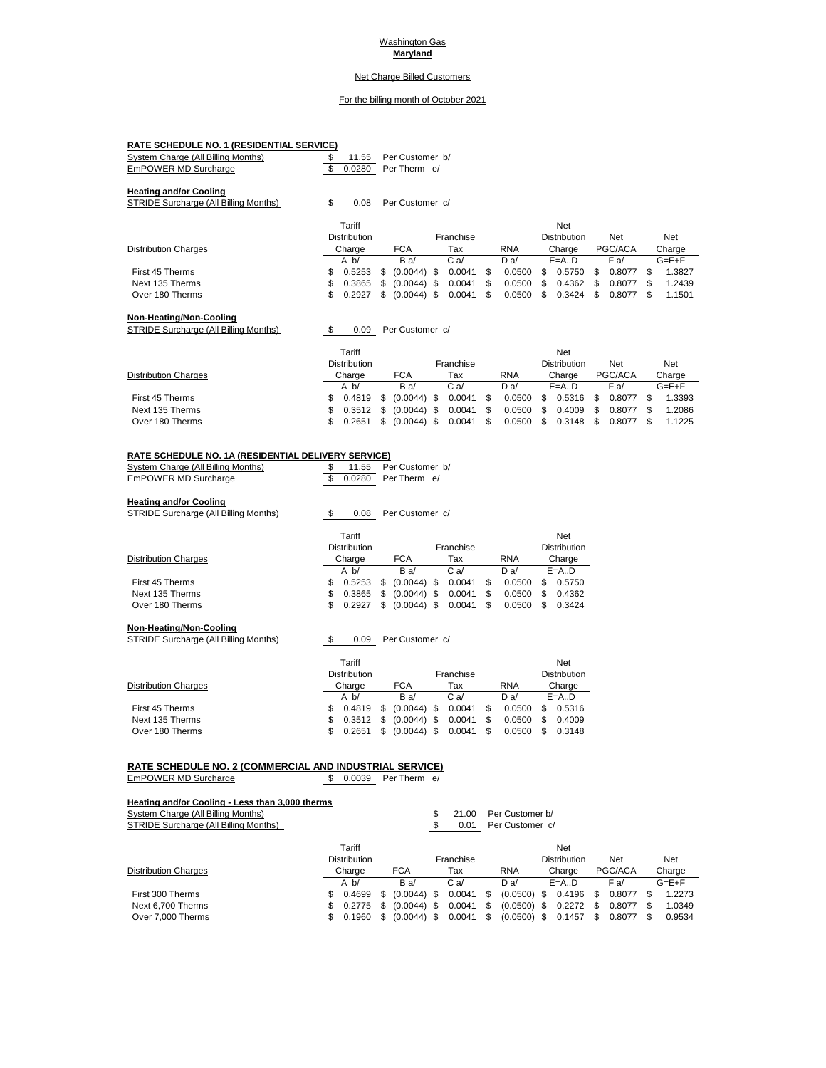Washington Gas
**Maryland**

Net Charge Billed Customers

For the billing month of October 2021

## RATE SCHEDULE NO. 1 (RESIDENTIAL SERVICE)

| | | |
|---|---|---|
| System Charge (All Billing Months) | $ 11.55 | Per Customer b/ |
| EmPOWER MD Surcharge | $ 0.0280 | Per Therm e/ |

**Heating and/or Cooling**

| | | |
|---|---|---|
| STRIDE Surcharge (All Billing Months) | $ 0.08 | Per Customer c/ |

| Distribution Charges | Tariff Distribution Charge | FCA | Franchise Tax | RNA | Net Distribution Charge | Net PGC/ACA | Net Charge |
|---|---|---|---|---|---|---|---|
| | A b/ | B a/ | C a/ | D a/ | E=A..D | F a/ | G=E+F |
| First 45 Therms | $ 0.5253 | $ (0.0044) | $ 0.0041 | $ 0.0500 | $ 0.5750 | $ 0.8077 | $ 1.3827 |
| Next 135 Therms | $ 0.3865 | $ (0.0044) | $ 0.0041 | $ 0.0500 | $ 0.4362 | $ 0.8077 | $ 1.2439 |
| Over 180 Therms | $ 0.2927 | $ (0.0044) | $ 0.0041 | $ 0.0500 | $ 0.3424 | $ 0.8077 | $ 1.1501 |

**Non-Heating/Non-Cooling**

| | | |
|---|---|---|
| STRIDE Surcharge (All Billing Months) | $ 0.09 | Per Customer c/ |

| Distribution Charges | Tariff Distribution Charge | FCA | Franchise Tax | RNA | Net Distribution Charge | Net PGC/ACA | Net Charge |
|---|---|---|---|---|---|---|---|
| | A b/ | B a/ | C a/ | D a/ | E=A..D | F a/ | G=E+F |
| First 45 Therms | $ 0.4819 | $ (0.0044) | $ 0.0041 | $ 0.0500 | $ 0.5316 | $ 0.8077 | $ 1.3393 |
| Next 135 Therms | $ 0.3512 | $ (0.0044) | $ 0.0041 | $ 0.0500 | $ 0.4009 | $ 0.8077 | $ 1.2086 |
| Over 180 Therms | $ 0.2651 | $ (0.0044) | $ 0.0041 | $ 0.0500 | $ 0.3148 | $ 0.8077 | $ 1.1225 |

## RATE SCHEDULE NO. 1A (RESIDENTIAL DELIVERY SERVICE)

| | | |
|---|---|---|
| System Charge (All Billing Months) | $ 11.55 | Per Customer b/ |
| EmPOWER MD Surcharge | $ 0.0280 | Per Therm e/ |

**Heating and/or Cooling**

| | | |
|---|---|---|
| STRIDE Surcharge (All Billing Months) | $ 0.08 | Per Customer c/ |

| Distribution Charges | Tariff Distribution Charge | FCA | Franchise Tax | RNA | Net Distribution Charge |
|---|---|---|---|---|---|
| | A b/ | B a/ | C a/ | D a/ | E=A..D |
| First 45 Therms | $ 0.5253 | $ (0.0044) | $ 0.0041 | $ 0.0500 | $ 0.5750 |
| Next 135 Therms | $ 0.3865 | $ (0.0044) | $ 0.0041 | $ 0.0500 | $ 0.4362 |
| Over 180 Therms | $ 0.2927 | $ (0.0044) | $ 0.0041 | $ 0.0500 | $ 0.3424 |

**Non-Heating/Non-Cooling**

| | | |
|---|---|---|
| STRIDE Surcharge (All Billing Months) | $ 0.09 | Per Customer c/ |

| Distribution Charges | Tariff Distribution Charge | FCA | Franchise Tax | RNA | Net Distribution Charge |
|---|---|---|---|---|---|
| | A b/ | B a/ | C a/ | D a/ | E=A..D |
| First 45 Therms | $ 0.4819 | $ (0.0044) | $ 0.0041 | $ 0.0500 | $ 0.5316 |
| Next 135 Therms | $ 0.3512 | $ (0.0044) | $ 0.0041 | $ 0.0500 | $ 0.4009 |
| Over 180 Therms | $ 0.2651 | $ (0.0044) | $ 0.0041 | $ 0.0500 | $ 0.3148 |

## RATE SCHEDULE NO. 2 (COMMERCIAL AND INDUSTRIAL SERVICE)

| | | |
|---|---|---|
| EmPOWER MD Surcharge | $ 0.0039 | Per Therm e/ |

**Heating and/or Cooling - Less than 3,000 therms**

| | | |
|---|---|---|
| System Charge (All Billing Months) | $ 21.00 | Per Customer b/ |
| STRIDE Surcharge (All Billing Months) | $ 0.01 | Per Customer c/ |

| Distribution Charges | Tariff Distribution Charge | FCA | Franchise Tax | RNA | Net Distribution Charge | Net PGC/ACA | Net Charge |
|---|---|---|---|---|---|---|---|
| | A b/ | B a/ | C a/ | D a/ | E=A..D | F a/ | G=E+F |
| First 300 Therms | $ 0.4699 | $ (0.0044) | $ 0.0041 | $ (0.0500) | $ 0.4196 | $ 0.8077 | $ 1.2273 |
| Next 6,700 Therms | $ 0.2775 | $ (0.0044) | $ 0.0041 | $ (0.0500) | $ 0.2272 | $ 0.8077 | $ 1.0349 |
| Over 7,000 Therms | $ 0.1960 | $ (0.0044) | $ 0.0041 | $ (0.0500) | $ 0.1457 | $ 0.8077 | $ 0.9534 |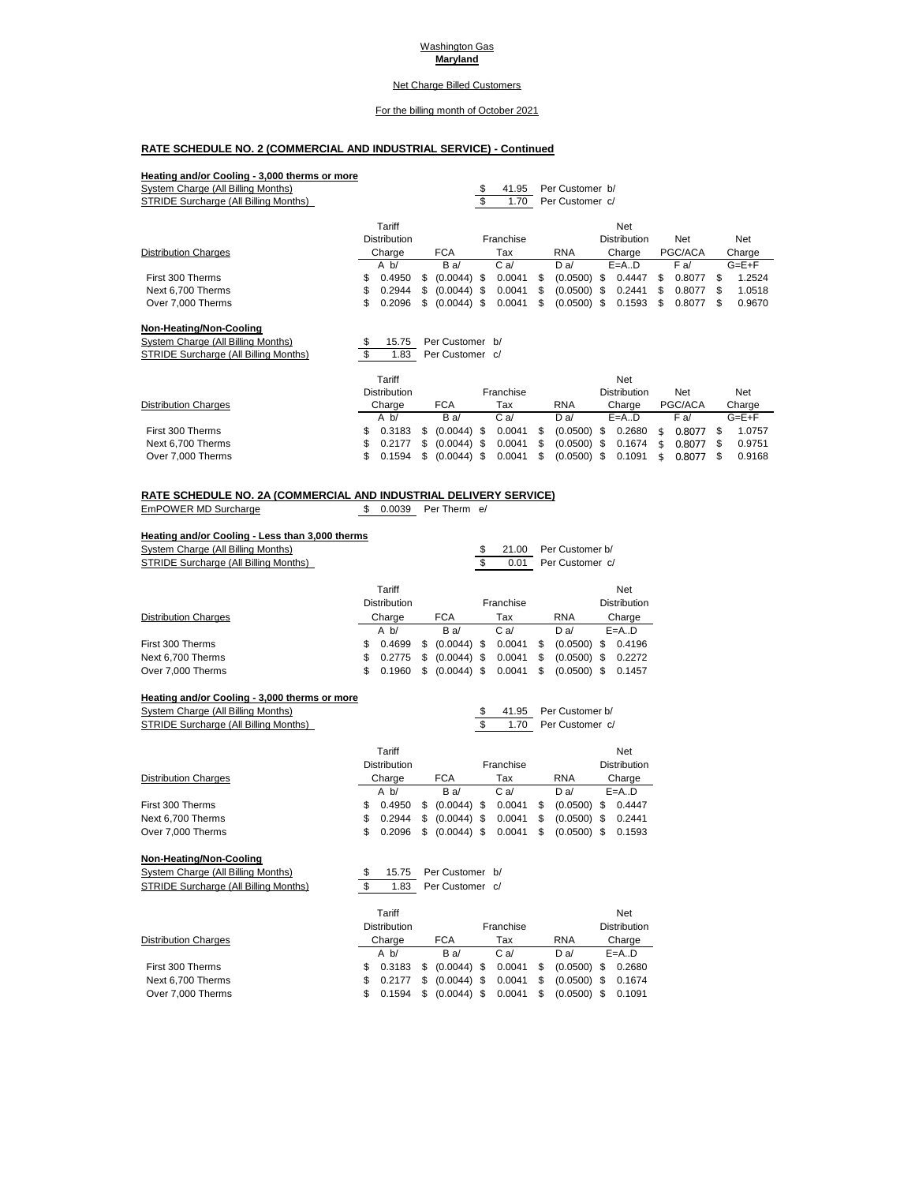Washington Gas
**Maryland**

Net Charge Billed Customers

For the billing month of October 2021

## RATE SCHEDULE NO. 2 (COMMERCIAL AND INDUSTRIAL SERVICE) - Continued

### Heating and/or Cooling - 3,000 therms or more

System Charge (All Billing Months) $ 41.95 Per Customer b/
STRIDE Surcharge (All Billing Months) $ 1.70 Per Customer c/

| Distribution Charges | Tariff Distribution Charge | FCA | Franchise Tax | RNA | Net Distribution Charge | Net PGC/ACA | Net Charge |
|---|---|---|---|---|---|---|---|
| | A b/ | B a/ | C a/ | D a/ | E=A..D | F a/ | G=E+F |
| First 300 Therms | $ 0.4950 | $ (0.0044) | $ 0.0041 | $ (0.0500) | $ 0.4447 | $ 0.8077 | $ 1.2524 |
| Next 6,700 Therms | $ 0.2944 | $ (0.0044) | $ 0.0041 | $ (0.0500) | $ 0.2441 | $ 0.8077 | $ 1.0518 |
| Over 7,000 Therms | $ 0.2096 | $ (0.0044) | $ 0.0041 | $ (0.0500) | $ 0.1593 | $ 0.8077 | $ 0.9670 |

### Non-Heating/Non-Cooling

System Charge (All Billing Months) $ 15.75 Per Customer b/
STRIDE Surcharge (All Billing Months) $ 1.83 Per Customer c/

| Distribution Charges | Tariff Distribution Charge | FCA | Franchise Tax | RNA | Net Distribution Charge | Net PGC/ACA | Net Charge |
|---|---|---|---|---|---|---|---|
| | A b/ | B a/ | C a/ | D a/ | E=A..D | F a/ | G=E+F |
| First 300 Therms | $ 0.3183 | $ (0.0044) | $ 0.0041 | $ (0.0500) | $ 0.2680 | $ 0.8077 | $ 1.0757 |
| Next 6,700 Therms | $ 0.2177 | $ (0.0044) | $ 0.0041 | $ (0.0500) | $ 0.1674 | $ 0.8077 | $ 0.9751 |
| Over 7,000 Therms | $ 0.1594 | $ (0.0044) | $ 0.0041 | $ (0.0500) | $ 0.1091 | $ 0.8077 | $ 0.9168 |

## RATE SCHEDULE NO. 2A (COMMERCIAL AND INDUSTRIAL DELIVERY SERVICE)

EmPOWER MD Surcharge $ 0.0039 Per Therm e/

### Heating and/or Cooling - Less than 3,000 therms

System Charge (All Billing Months) $ 21.00 Per Customer b/
STRIDE Surcharge (All Billing Months) $ 0.01 Per Customer c/

| Distribution Charges | Tariff Distribution Charge | FCA | Franchise Tax | RNA | Net Distribution Charge |
|---|---|---|---|---|---|
| | A b/ | B a/ | C a/ | D a/ | E=A..D |
| First 300 Therms | $ 0.4699 | $ (0.0044) | $ 0.0041 | $ (0.0500) | $ 0.4196 |
| Next 6,700 Therms | $ 0.2775 | $ (0.0044) | $ 0.0041 | $ (0.0500) | $ 0.2272 |
| Over 7,000 Therms | $ 0.1960 | $ (0.0044) | $ 0.0041 | $ (0.0500) | $ 0.1457 |

### Heating and/or Cooling - 3,000 therms or more

System Charge (All Billing Months) $ 41.95 Per Customer b/
STRIDE Surcharge (All Billing Months) $ 1.70 Per Customer c/

| Distribution Charges | Tariff Distribution Charge | FCA | Franchise Tax | RNA | Net Distribution Charge |
|---|---|---|---|---|---|
| | A b/ | B a/ | C a/ | D a/ | E=A..D |
| First 300 Therms | $ 0.4950 | $ (0.0044) | $ 0.0041 | $ (0.0500) | $ 0.4447 |
| Next 6,700 Therms | $ 0.2944 | $ (0.0044) | $ 0.0041 | $ (0.0500) | $ 0.2441 |
| Over 7,000 Therms | $ 0.2096 | $ (0.0044) | $ 0.0041 | $ (0.0500) | $ 0.1593 |

### Non-Heating/Non-Cooling

System Charge (All Billing Months) $ 15.75 Per Customer b/
STRIDE Surcharge (All Billing Months) $ 1.83 Per Customer c/

| Distribution Charges | Tariff Distribution Charge | FCA | Franchise Tax | RNA | Net Distribution Charge |
|---|---|---|---|---|---|
| | A b/ | B a/ | C a/ | D a/ | E=A..D |
| First 300 Therms | $ 0.3183 | $ (0.0044) | $ 0.0041 | $ (0.0500) | $ 0.2680 |
| Next 6,700 Therms | $ 0.2177 | $ (0.0044) | $ 0.0041 | $ (0.0500) | $ 0.1674 |
| Over 7,000 Therms | $ 0.1594 | $ (0.0044) | $ 0.0041 | $ (0.0500) | $ 0.1091 |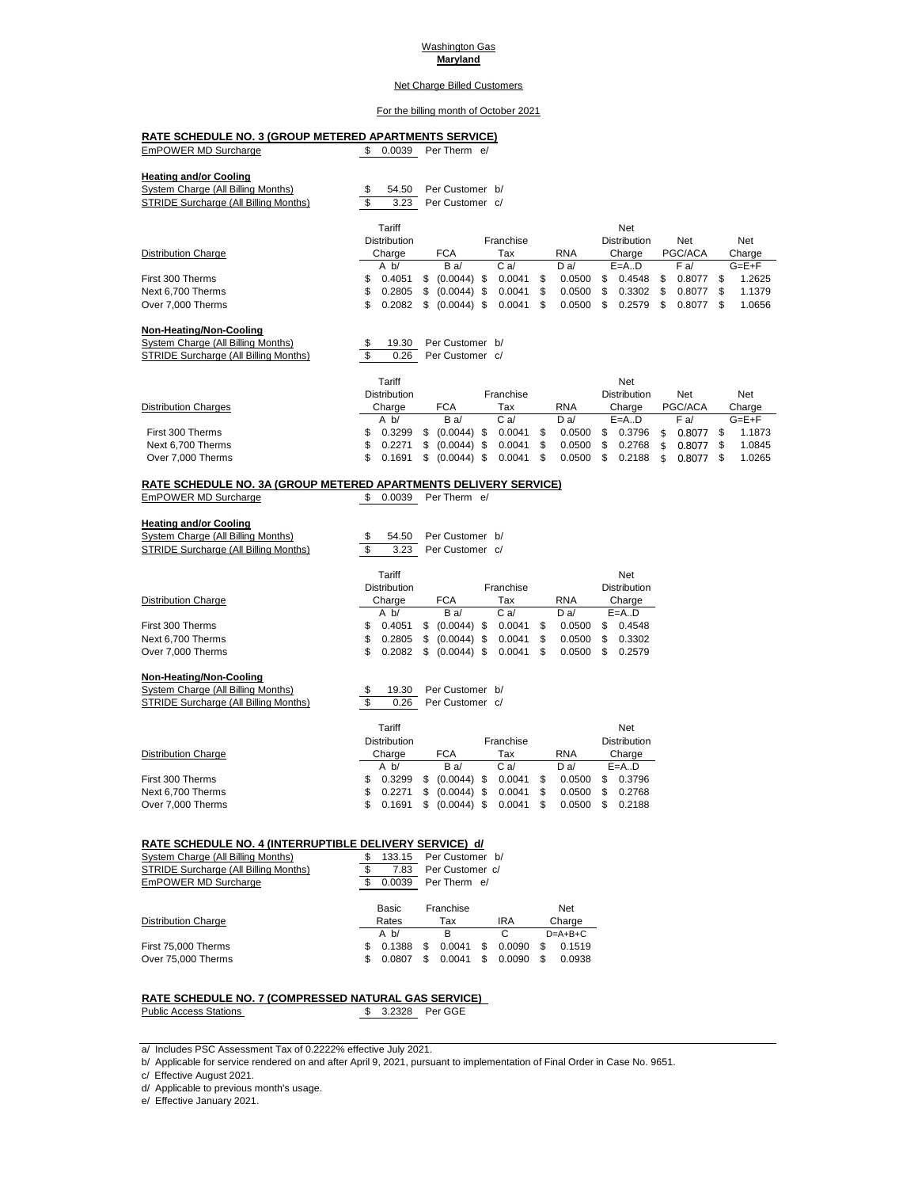Washington Gas
**Maryland**

Net Charge Billed Customers

For the billing month of October 2021

## RATE SCHEDULE NO. 3 (GROUP METERED APARTMENTS SERVICE)

EmPOWER MD Surcharge $ 0.0039 Per Therm e/

**Heating and/or Cooling**

System Charge (All Billing Months) $ 54.50 Per Customer b/
STRIDE Surcharge (All Billing Months) $ 3.23 Per Customer c/

| Distribution Charge | Tariff Distribution Charge | FCA | Franchise Tax | RNA | Net Distribution Charge | Net PGC/ACA | Net Charge |
|---|---|---|---|---|---|---|---|
| | A b/ | B a/ | C a/ | D a/ | E=A..D | F a/ | G=E+F |
| First 300 Therms | $ 0.4051 | $ (0.0044) | $ 0.0041 | $ 0.0500 | $ 0.4548 | $ 0.8077 | $ 1.2625 |
| Next 6,700 Therms | $ 0.2805 | $ (0.0044) | $ 0.0041 | $ 0.0500 | $ 0.3302 | $ 0.8077 | $ 1.1379 |
| Over 7,000 Therms | $ 0.2082 | $ (0.0044) | $ 0.0041 | $ 0.0500 | $ 0.2579 | $ 0.8077 | $ 1.0656 |

**Non-Heating/Non-Cooling**

System Charge (All Billing Months) $ 19.30 Per Customer b/
STRIDE Surcharge (All Billing Months) $ 0.26 Per Customer c/

| Distribution Charges | Tariff Distribution Charge | FCA | Franchise Tax | RNA | Net Distribution Charge | Net PGC/ACA | Net Charge |
|---|---|---|---|---|---|---|---|
| | A b/ | B a/ | C a/ | D a/ | E=A..D | F a/ | G=E+F |
| First 300 Therms | $ 0.3299 | $ (0.0044) | $ 0.0041 | $ 0.0500 | $ 0.3796 | $ 0.8077 | $ 1.1873 |
| Next 6,700 Therms | $ 0.2271 | $ (0.0044) | $ 0.0041 | $ 0.0500 | $ 0.2768 | $ 0.8077 | $ 1.0845 |
| Over 7,000 Therms | $ 0.1691 | $ (0.0044) | $ 0.0041 | $ 0.0500 | $ 0.2188 | $ 0.8077 | $ 1.0265 |

## RATE SCHEDULE NO. 3A (GROUP METERED APARTMENTS DELIVERY SERVICE)

EmPOWER MD Surcharge $ 0.0039 Per Therm e/

**Heating and/or Cooling**

System Charge (All Billing Months) $ 54.50 Per Customer b/
STRIDE Surcharge (All Billing Months) $ 3.23 Per Customer c/

| Distribution Charge | Tariff Distribution Charge | FCA | Franchise Tax | RNA | Net Distribution Charge |
|---|---|---|---|---|---|
| | A b/ | B a/ | C a/ | D a/ | E=A..D |
| First 300 Therms | $ 0.4051 | $ (0.0044) | $ 0.0041 | $ 0.0500 | $ 0.4548 |
| Next 6,700 Therms | $ 0.2805 | $ (0.0044) | $ 0.0041 | $ 0.0500 | $ 0.3302 |
| Over 7,000 Therms | $ 0.2082 | $ (0.0044) | $ 0.0041 | $ 0.0500 | $ 0.2579 |

**Non-Heating/Non-Cooling**

System Charge (All Billing Months) $ 19.30 Per Customer b/
STRIDE Surcharge (All Billing Months) $ 0.26 Per Customer c/

| Distribution Charge | Tariff Distribution Charge | FCA | Franchise Tax | RNA | Net Distribution Charge |
|---|---|---|---|---|---|
| | A b/ | B a/ | C a/ | D a/ | E=A..D |
| First 300 Therms | $ 0.3299 | $ (0.0044) | $ 0.0041 | $ 0.0500 | $ 0.3796 |
| Next 6,700 Therms | $ 0.2271 | $ (0.0044) | $ 0.0041 | $ 0.0500 | $ 0.2768 |
| Over 7,000 Therms | $ 0.1691 | $ (0.0044) | $ 0.0041 | $ 0.0500 | $ 0.2188 |

## RATE SCHEDULE NO. 4 (INTERRUPTIBLE DELIVERY SERVICE) d/

System Charge (All Billing Months) $ 133.15 Per Customer b/
STRIDE Surcharge (All Billing Months) $ 7.83 Per Customer c/
EmPOWER MD Surcharge $ 0.0039 Per Therm e/

| Distribution Charge | Basic Rates | Franchise Tax | IRA | Net Charge |
|---|---|---|---|---|
| | A b/ | B | C | D=A+B+C |
| First 75,000 Therms | $ 0.1388 | $ 0.0041 | $ 0.0090 | $ 0.1519 |
| Over 75,000 Therms | $ 0.0807 | $ 0.0041 | $ 0.0090 | $ 0.0938 |

## RATE SCHEDULE NO. 7 (COMPRESSED NATURAL GAS SERVICE)

Public Access Stations $ 3.2328 Per GGE

a/ Includes PSC Assessment Tax of 0.2222% effective July 2021.
b/ Applicable for service rendered on and after April 9, 2021, pursuant to implementation of Final Order in Case No. 9651.
c/ Effective August 2021.
d/ Applicable to previous month's usage.
e/ Effective January 2021.